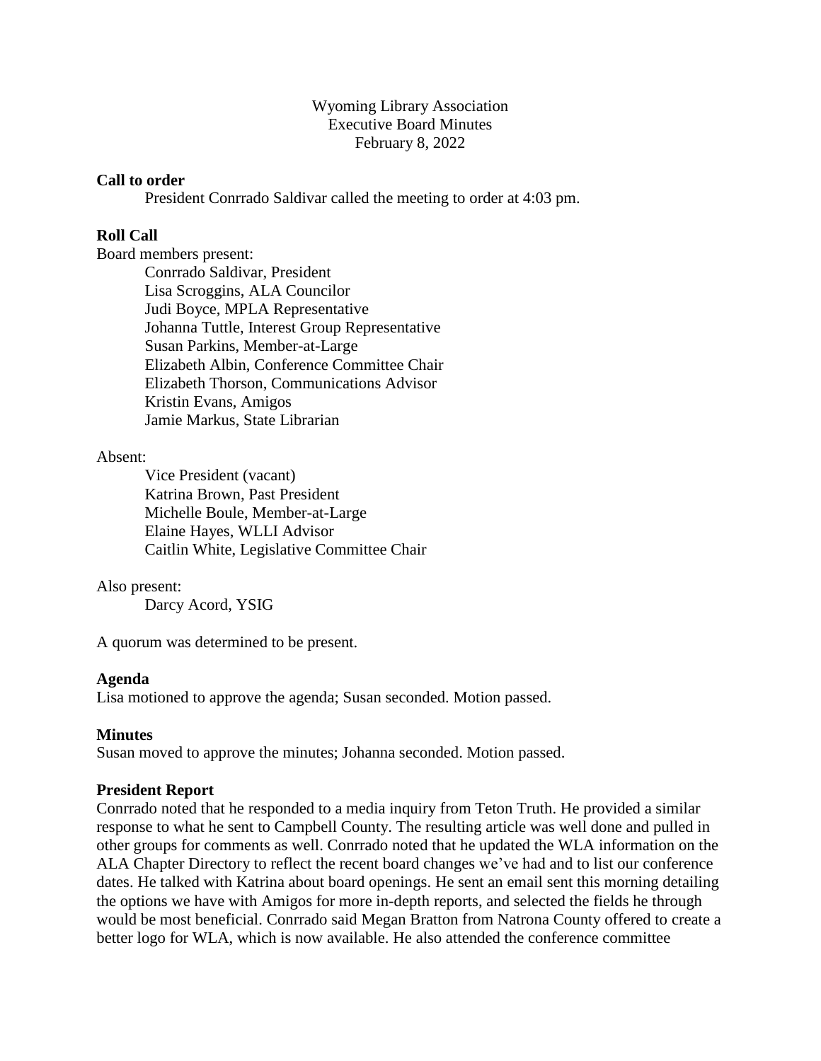Wyoming Library Association
Executive Board Minutes
February 8, 2022

**Call to order**

President Conrrado Saldivar called the meeting to order at 4:03 pm.

**Roll Call**

Board members present:

Conrrado Saldivar, President
Lisa Scroggins, ALA Councilor
Judi Boyce, MPLA Representative
Johanna Tuttle, Interest Group Representative
Susan Parkins, Member-at-Large
Elizabeth Albin, Conference Committee Chair
Elizabeth Thorson, Communications Advisor
Kristin Evans, Amigos
Jamie Markus, State Librarian

Absent:

Vice President (vacant)
Katrina Brown, Past President
Michelle Boule, Member-at-Large
Elaine Hayes, WLLI Advisor
Caitlin White, Legislative Committee Chair

Also present:

Darcy Acord, YSIG

A quorum was determined to be present.

**Agenda**

Lisa motioned to approve the agenda; Susan seconded. Motion passed.

**Minutes**

Susan moved to approve the minutes; Johanna seconded. Motion passed.

**President Report**

Conrrado noted that he responded to a media inquiry from Teton Truth. He provided a similar response to what he sent to Campbell County. The resulting article was well done and pulled in other groups for comments as well. Conrrado noted that he updated the WLA information on the ALA Chapter Directory to reflect the recent board changes we've had and to list our conference dates. He talked with Katrina about board openings. He sent an email sent this morning detailing the options we have with Amigos for more in-depth reports, and selected the fields he through would be most beneficial. Conrrado said Megan Bratton from Natrona County offered to create a better logo for WLA, which is now available. He also attended the conference committee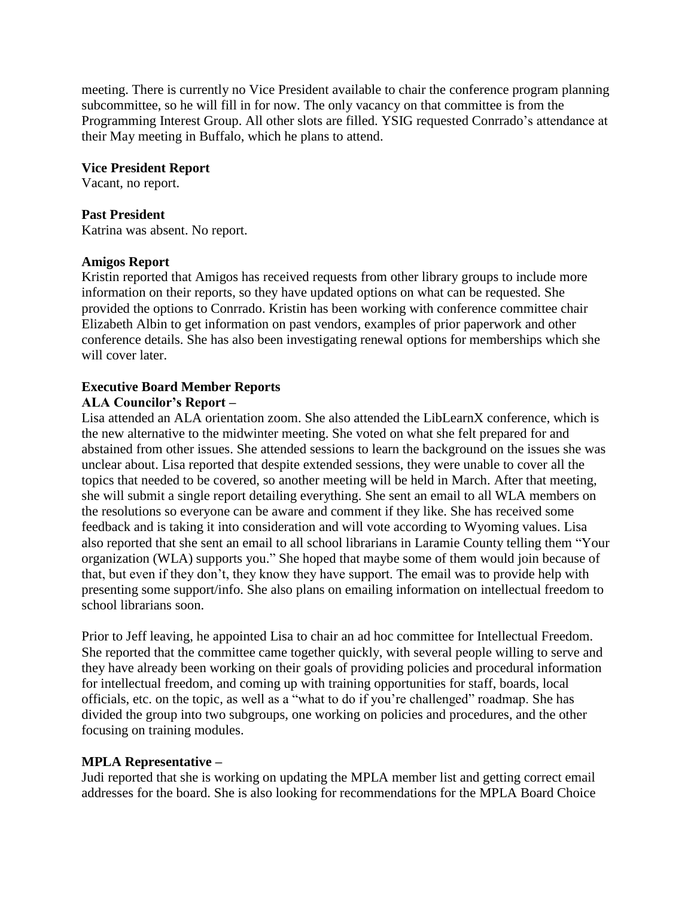meeting. There is currently no Vice President available to chair the conference program planning subcommittee, so he will fill in for now. The only vacancy on that committee is from the Programming Interest Group. All other slots are filled. YSIG requested Conrrado's attendance at their May meeting in Buffalo, which he plans to attend.

**Vice President Report**
Vacant, no report.

**Past President**
Katrina was absent. No report.

**Amigos Report**
Kristin reported that Amigos has received requests from other library groups to include more information on their reports, so they have updated options on what can be requested. She provided the options to Conrrado. Kristin has been working with conference committee chair Elizabeth Albin to get information on past vendors, examples of prior paperwork and other conference details. She has also been investigating renewal options for memberships which she will cover later.

**Executive Board Member Reports**
**ALA Councilor's Report –**
Lisa attended an ALA orientation zoom. She also attended the LibLearnX conference, which is the new alternative to the midwinter meeting. She voted on what she felt prepared for and abstained from other issues. She attended sessions to learn the background on the issues she was unclear about. Lisa reported that despite extended sessions, they were unable to cover all the topics that needed to be covered, so another meeting will be held in March. After that meeting, she will submit a single report detailing everything. She sent an email to all WLA members on the resolutions so everyone can be aware and comment if they like. She has received some feedback and is taking it into consideration and will vote according to Wyoming values. Lisa also reported that she sent an email to all school librarians in Laramie County telling them "Your organization (WLA) supports you." She hoped that maybe some of them would join because of that, but even if they don't, they know they have support. The email was to provide help with presenting some support/info. She also plans on emailing information on intellectual freedom to school librarians soon.

Prior to Jeff leaving, he appointed Lisa to chair an ad hoc committee for Intellectual Freedom. She reported that the committee came together quickly, with several people willing to serve and they have already been working on their goals of providing policies and procedural information for intellectual freedom, and coming up with training opportunities for staff, boards, local officials, etc. on the topic, as well as a "what to do if you're challenged" roadmap. She has divided the group into two subgroups, one working on policies and procedures, and the other focusing on training modules.

**MPLA Representative –**
Judi reported that she is working on updating the MPLA member list and getting correct email addresses for the board. She is also looking for recommendations for the MPLA Board Choice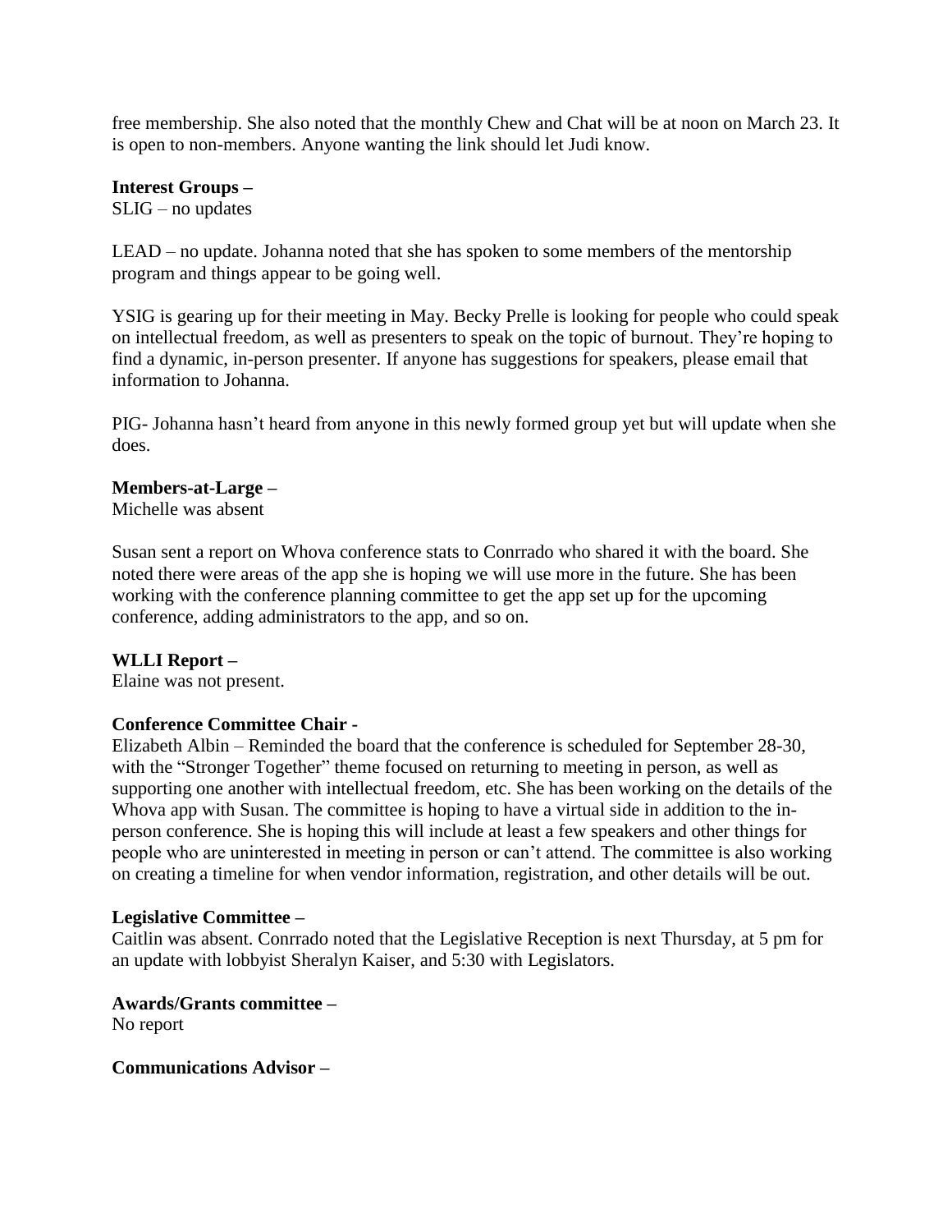free membership. She also noted that the monthly Chew and Chat will be at noon on March 23. It is open to non-members. Anyone wanting the link should let Judi know.

**Interest Groups –**
SLIG – no updates

LEAD – no update. Johanna noted that she has spoken to some members of the mentorship program and things appear to be going well.

YSIG is gearing up for their meeting in May. Becky Prelle is looking for people who could speak on intellectual freedom, as well as presenters to speak on the topic of burnout. They're hoping to find a dynamic, in-person presenter. If anyone has suggestions for speakers, please email that information to Johanna.

PIG- Johanna hasn't heard from anyone in this newly formed group yet but will update when she does.

**Members-at-Large –**
Michelle was absent

Susan sent a report on Whova conference stats to Conrrado who shared it with the board. She noted there were areas of the app she is hoping we will use more in the future. She has been working with the conference planning committee to get the app set up for the upcoming conference, adding administrators to the app, and so on.

**WLLI Report –**
Elaine was not present.

**Conference Committee Chair -**
Elizabeth Albin – Reminded the board that the conference is scheduled for September 28-30, with the "Stronger Together" theme focused on returning to meeting in person, as well as supporting one another with intellectual freedom, etc. She has been working on the details of the Whova app with Susan. The committee is hoping to have a virtual side in addition to the in-person conference. She is hoping this will include at least a few speakers and other things for people who are uninterested in meeting in person or can't attend. The committee is also working on creating a timeline for when vendor information, registration, and other details will be out.

**Legislative Committee –**
Caitlin was absent. Conrrado noted that the Legislative Reception is next Thursday, at 5 pm for an update with lobbyist Sheralyn Kaiser, and 5:30 with Legislators.

**Awards/Grants committee –**
No report

**Communications Advisor –**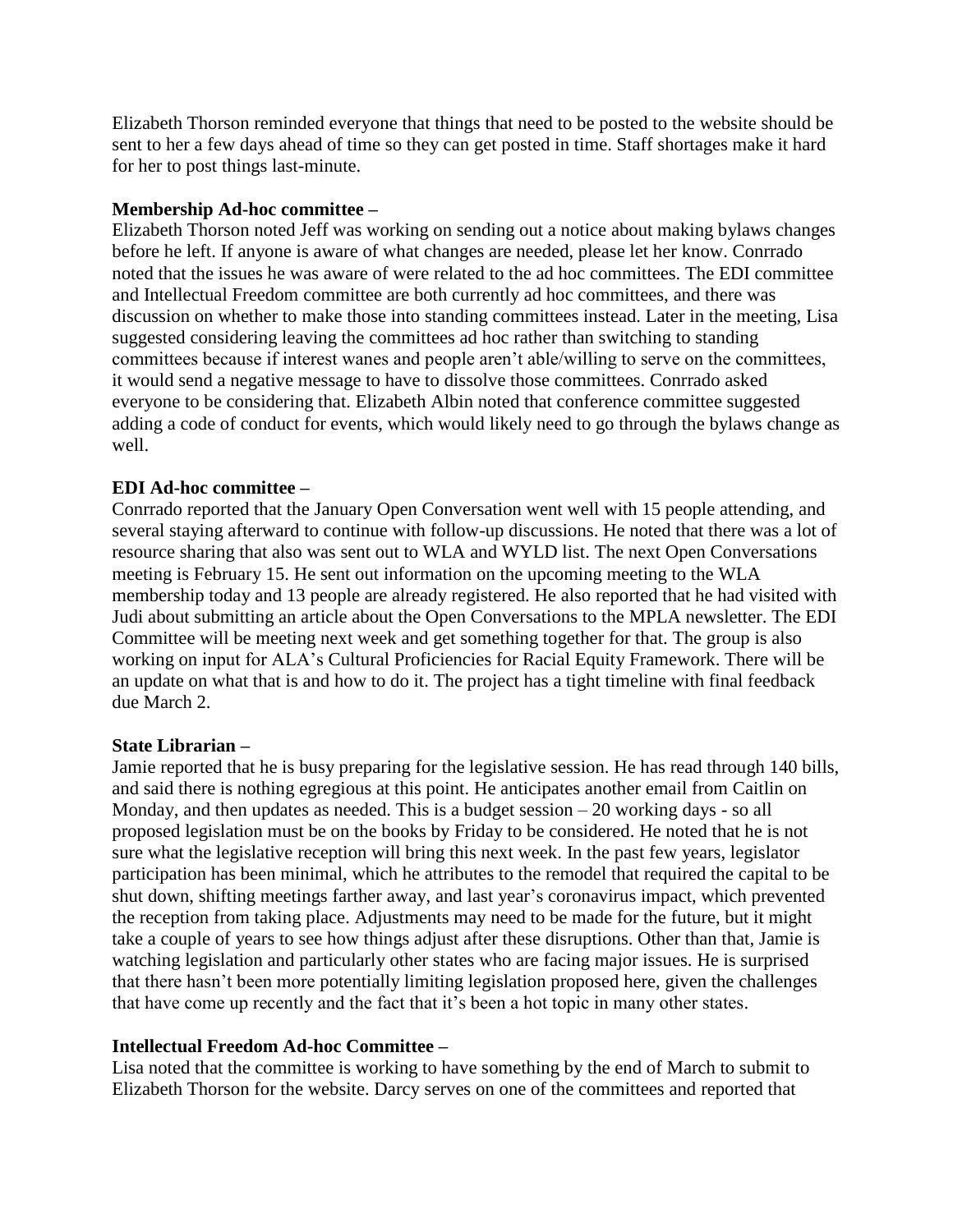Elizabeth Thorson reminded everyone that things that need to be posted to the website should be sent to her a few days ahead of time so they can get posted in time. Staff shortages make it hard for her to post things last-minute.

**Membership Ad-hoc committee –**
Elizabeth Thorson noted Jeff was working on sending out a notice about making bylaws changes before he left. If anyone is aware of what changes are needed, please let her know. Conrrado noted that the issues he was aware of were related to the ad hoc committees. The EDI committee and Intellectual Freedom committee are both currently ad hoc committees, and there was discussion on whether to make those into standing committees instead. Later in the meeting, Lisa suggested considering leaving the committees ad hoc rather than switching to standing committees because if interest wanes and people aren't able/willing to serve on the committees, it would send a negative message to have to dissolve those committees. Conrrado asked everyone to be considering that. Elizabeth Albin noted that conference committee suggested adding a code of conduct for events, which would likely need to go through the bylaws change as well.

**EDI Ad-hoc committee –**
Conrrado reported that the January Open Conversation went well with 15 people attending, and several staying afterward to continue with follow-up discussions. He noted that there was a lot of resource sharing that also was sent out to WLA and WYLD list. The next Open Conversations meeting is February 15. He sent out information on the upcoming meeting to the WLA membership today and 13 people are already registered. He also reported that he had visited with Judi about submitting an article about the Open Conversations to the MPLA newsletter. The EDI Committee will be meeting next week and get something together for that. The group is also working on input for ALA's Cultural Proficiencies for Racial Equity Framework. There will be an update on what that is and how to do it. The project has a tight timeline with final feedback due March 2.

**State Librarian –**
Jamie reported that he is busy preparing for the legislative session. He has read through 140 bills, and said there is nothing egregious at this point. He anticipates another email from Caitlin on Monday, and then updates as needed. This is a budget session – 20 working days - so all proposed legislation must be on the books by Friday to be considered. He noted that he is not sure what the legislative reception will bring this next week. In the past few years, legislator participation has been minimal, which he attributes to the remodel that required the capital to be shut down, shifting meetings farther away, and last year's coronavirus impact, which prevented the reception from taking place. Adjustments may need to be made for the future, but it might take a couple of years to see how things adjust after these disruptions. Other than that, Jamie is watching legislation and particularly other states who are facing major issues. He is surprised that there hasn't been more potentially limiting legislation proposed here, given the challenges that have come up recently and the fact that it's been a hot topic in many other states.

**Intellectual Freedom Ad-hoc Committee –**
Lisa noted that the committee is working to have something by the end of March to submit to Elizabeth Thorson for the website. Darcy serves on one of the committees and reported that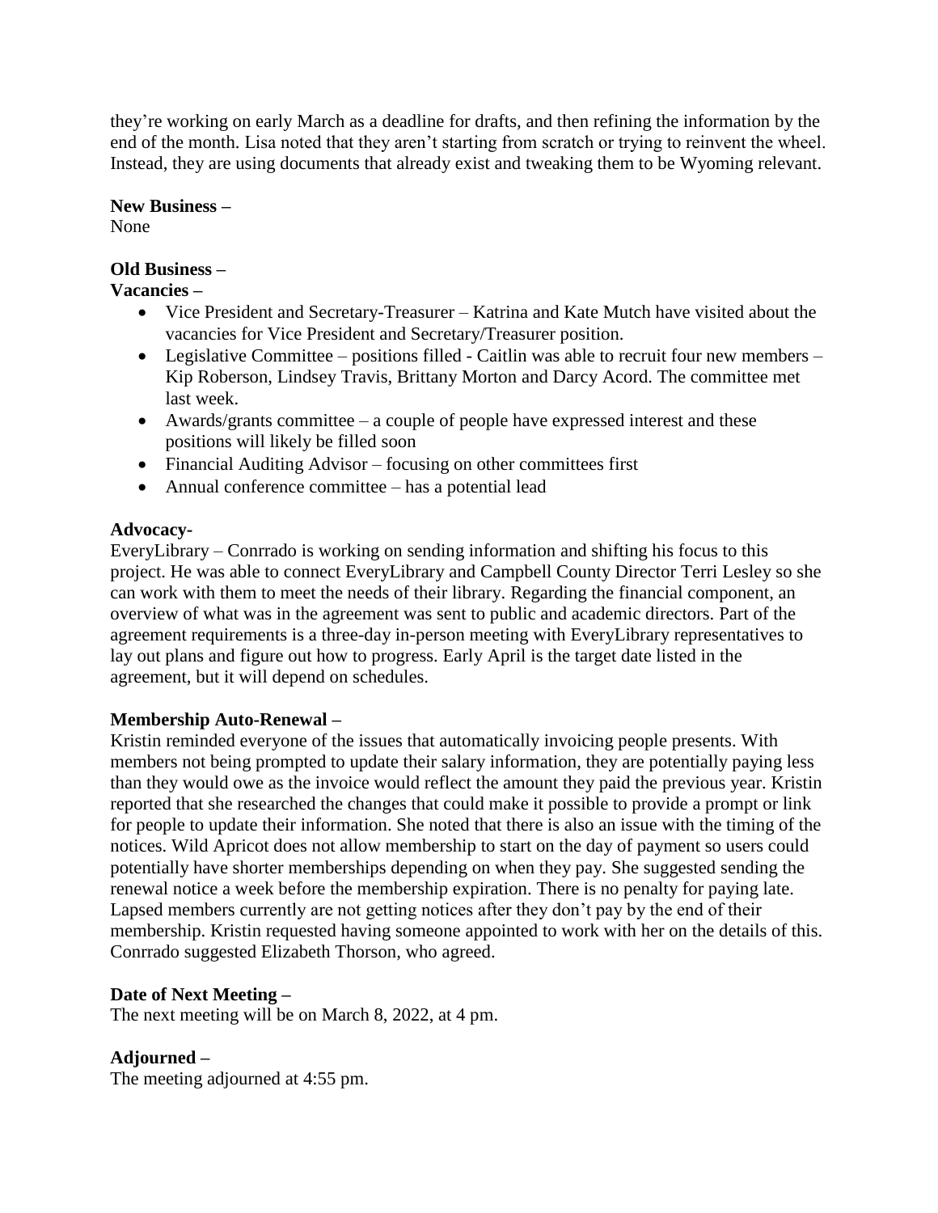they're working on early March as a deadline for drafts, and then refining the information by the end of the month. Lisa noted that they aren't starting from scratch or trying to reinvent the wheel. Instead, they are using documents that already exist and tweaking them to be Wyoming relevant.

**New Business –**
None

**Old Business –**
**Vacancies –**

- Vice President and Secretary-Treasurer – Katrina and Kate Mutch have visited about the vacancies for Vice President and Secretary/Treasurer position.
- Legislative Committee – positions filled - Caitlin was able to recruit four new members – Kip Roberson, Lindsey Travis, Brittany Morton and Darcy Acord. The committee met last week.
- Awards/grants committee – a couple of people have expressed interest and these positions will likely be filled soon
- Financial Auditing Advisor – focusing on other committees first
- Annual conference committee – has a potential lead

**Advocacy-**
EveryLibrary – Conrrado is working on sending information and shifting his focus to this project. He was able to connect EveryLibrary and Campbell County Director Terri Lesley so she can work with them to meet the needs of their library. Regarding the financial component, an overview of what was in the agreement was sent to public and academic directors. Part of the agreement requirements is a three-day in-person meeting with EveryLibrary representatives to lay out plans and figure out how to progress. Early April is the target date listed in the agreement, but it will depend on schedules.

**Membership Auto-Renewal –**
Kristin reminded everyone of the issues that automatically invoicing people presents. With members not being prompted to update their salary information, they are potentially paying less than they would owe as the invoice would reflect the amount they paid the previous year. Kristin reported that she researched the changes that could make it possible to provide a prompt or link for people to update their information. She noted that there is also an issue with the timing of the notices. Wild Apricot does not allow membership to start on the day of payment so users could potentially have shorter memberships depending on when they pay. She suggested sending the renewal notice a week before the membership expiration. There is no penalty for paying late. Lapsed members currently are not getting notices after they don't pay by the end of their membership. Kristin requested having someone appointed to work with her on the details of this. Conrrado suggested Elizabeth Thorson, who agreed.

**Date of Next Meeting –**
The next meeting will be on March 8, 2022, at 4 pm.

**Adjourned –**
The meeting adjourned at 4:55 pm.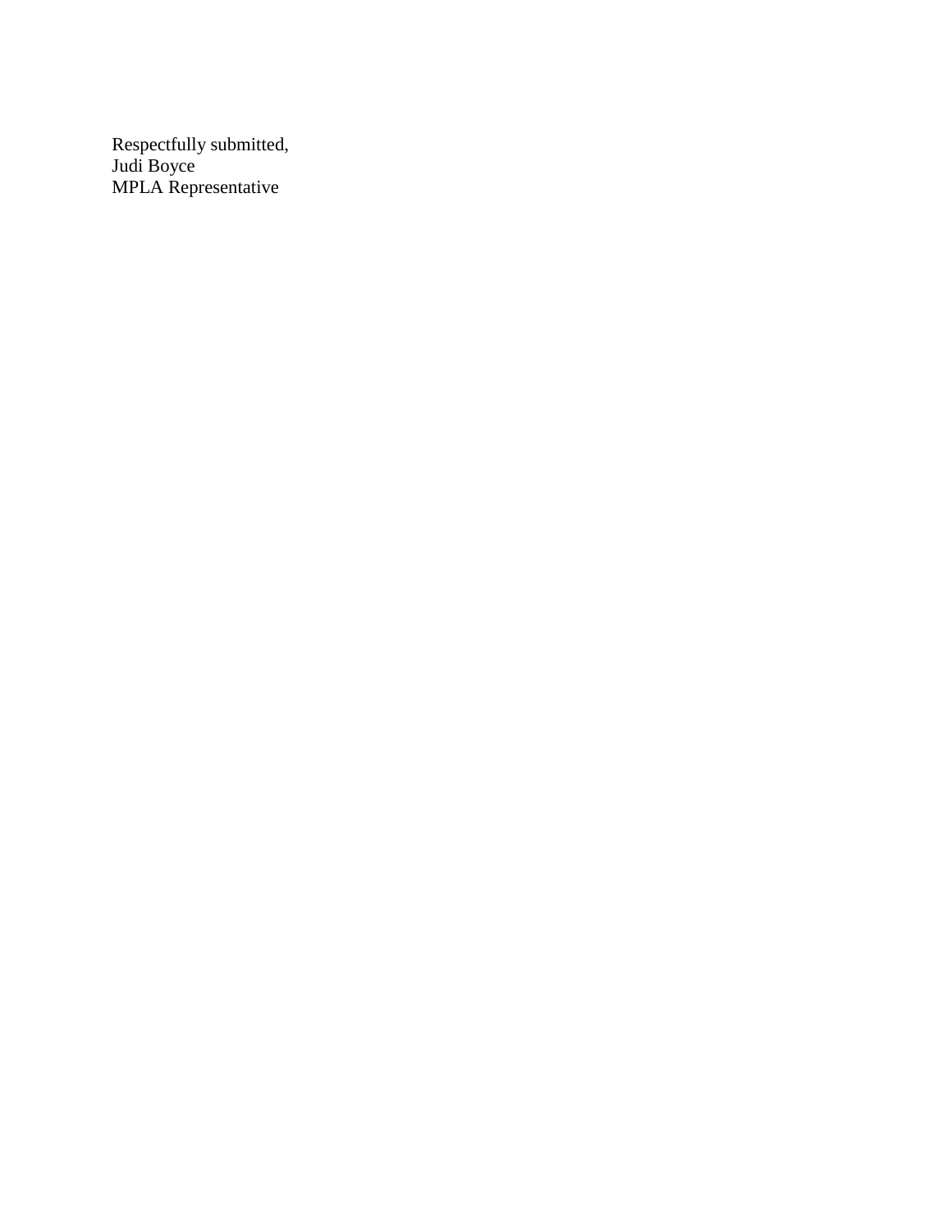Respectfully submitted,
Judi Boyce
MPLA Representative